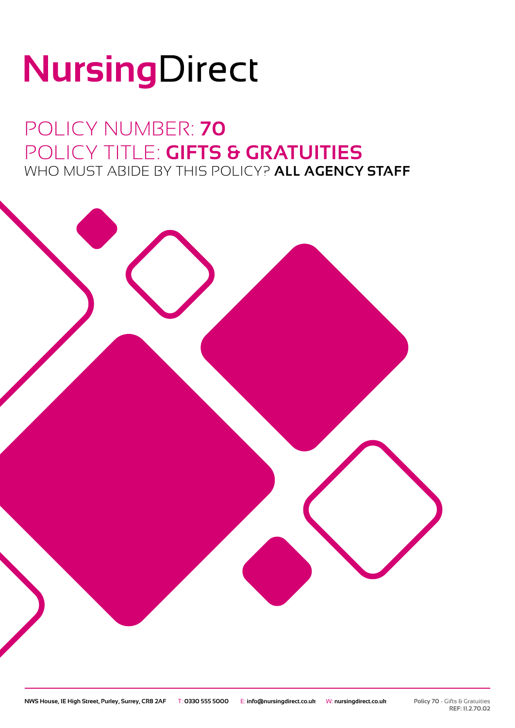# NursingDirect

## POLICY NUMBER: **70**

## POLICY TITLE: **GIFTS & GRATUITIES**

WHO MUST ABIDE BY THIS POLICY? **ALL AGENCY STAFF**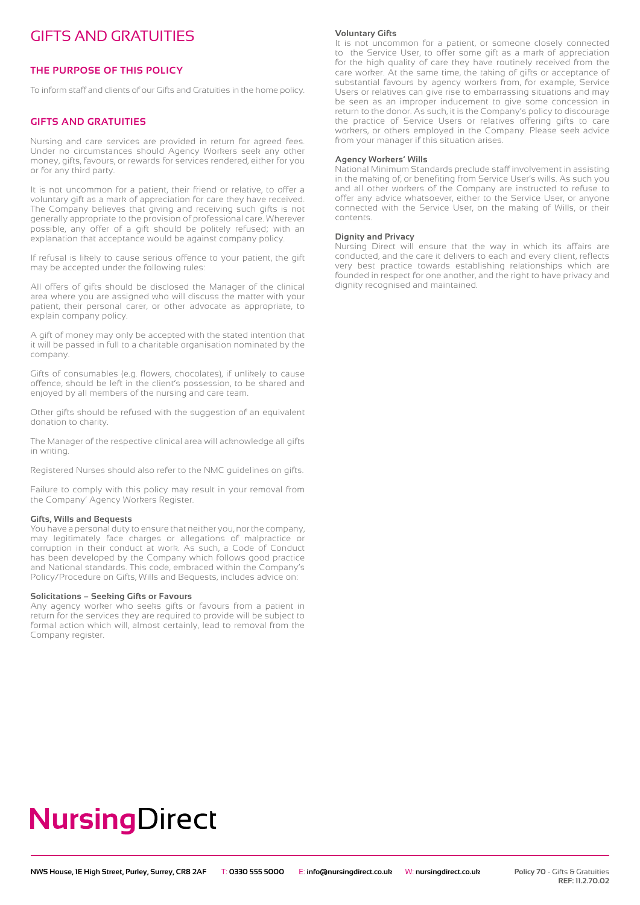# GIFTS AND GRATUITIES

## THE PURPOSE OF THIS POLICY

To inform staff and clients of our Gifts and Gratuities in the home policy.

## GIFTS AND GRATUITIES

Nursing and care services are provided in return for agreed fees. Under no circumstances should Agency Workers seek any other money, gifts, favours, or rewards for services rendered, either for you or for any third party.

It is not uncommon for a patient, their friend or relative, to offer a voluntary gift as a mark of appreciation for care they have received. The Company believes that giving and receiving such gifts is not generally appropriate to the provision of professional care. Wherever possible, any offer of a gift should be politely refused; with an explanation that acceptance would be against company policy.

If refusal is likely to cause serious offence to your patient, the gift may be accepted under the following rules:

All offers of gifts should be disclosed the Manager of the clinical area where you are assigned who will discuss the matter with your patient, their personal carer, or other advocate as appropriate, to explain company policy.

A gift of money may only be accepted with the stated intention that it will be passed in full to a charitable organisation nominated by the company.

Gifts of consumables (e.g. flowers, chocolates), if unlikely to cause offence, should be left in the client's possession, to be shared and enjoyed by all members of the nursing and care team.

Other gifts should be refused with the suggestion of an equivalent donation to charity.

The Manager of the respective clinical area will acknowledge all gifts in writing.

Registered Nurses should also refer to the NMC guidelines on gifts.

Failure to comply with this policy may result in your removal from the Company' Agency Workers Register.

**Gifts, Wills and Bequests**
You have a personal duty to ensure that neither you, nor the company, may legitimately face charges or allegations of malpractice or corruption in their conduct at work. As such, a Code of Conduct has been developed by the Company which follows good practice and National standards. This code, embraced within the Company's Policy/Procedure on Gifts, Wills and Bequests, includes advice on:

**Solicitations – Seeking Gifts or Favours**
Any agency worker who seeks gifts or favours from a patient in return for the services they are required to provide will be subject to formal action which will, almost certainly, lead to removal from the Company register.

**Voluntary Gifts**
It is not uncommon for a patient, or someone closely connected to the Service User, to offer some gift as a mark of appreciation for the high quality of care they have routinely received from the care worker. At the same time, the taking of gifts or acceptance of substantial favours by agency workers from, for example, Service Users or relatives can give rise to embarrassing situations and may be seen as an improper inducement to give some concession in return to the donor. As such, it is the Company's policy to discourage the practice of Service Users or relatives offering gifts to care workers, or others employed in the Company. Please seek advice from your manager if this situation arises.

**Agency Workers' Wills**
National Minimum Standards preclude staff involvement in assisting in the making of, or benefiting from Service User's wills. As such you and all other workers of the Company are instructed to refuse to offer any advice whatsoever, either to the Service User, or anyone connected with the Service User, on the making of Wills, or their contents.

**Dignity and Privacy**
Nursing Direct will ensure that the way in which its affairs are conducted, and the care it delivers to each and every client, reflects very best practice towards establishing relationships which are founded in respect for one another, and the right to have privacy and dignity recognised and maintained.

**Nursing**Direct

NWS House, 1E High Street, Purley, Surrey, CR8 2AF T: 0330 555 5000 E: info@nursingdirect.co.uk W: nursingdirect.co.uk

Policy 70 - Gifts & Gratuities
REF: 11.2.70.02